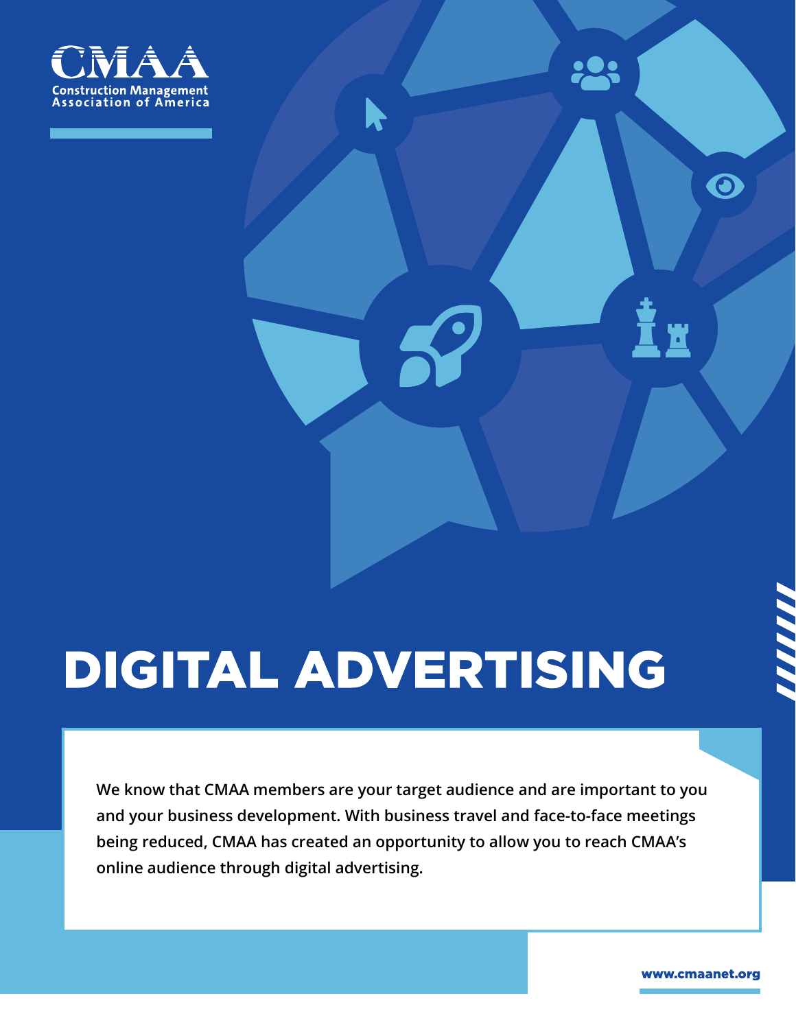CMAA

Construction Management Association of America

# DIGITAL ADVERTISING

**We know that CMAA members are your target audience and are important to you and your business development. With business travel and face-to-face meetings being reduced, CMAA has created an opportunity to allow you to reach CMAA's online audience through digital advertising.**

www.cmaanet.org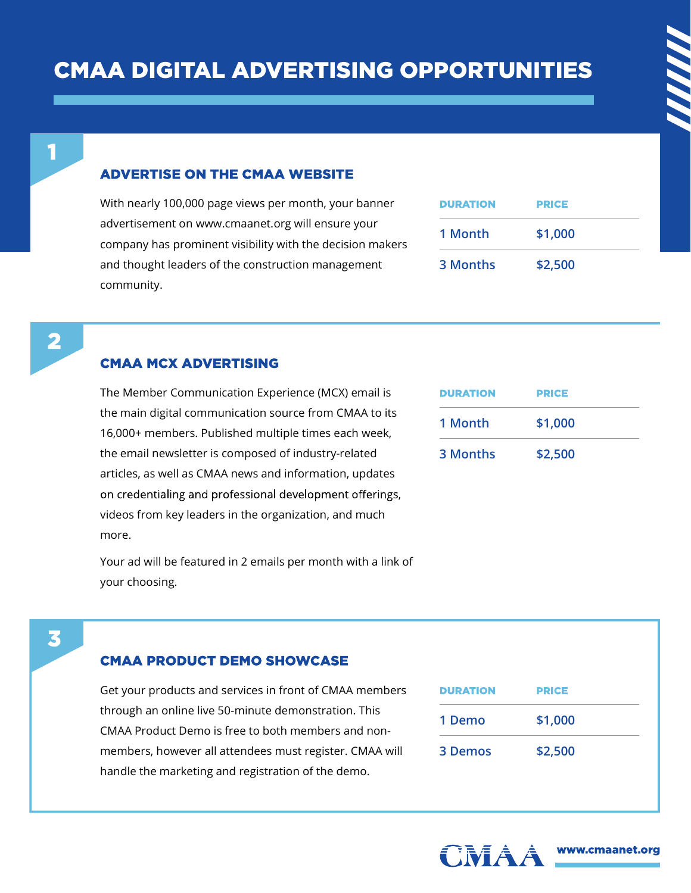# CMAA DIGITAL ADVERTISING OPPORTUNITIES

## 1

### ADVERTISE ON THE CMAA WEBSITE

With nearly 100,000 page views per month, your banner advertisement on www.cmaanet.org will ensure your company has prominent visibility with the decision makers and thought leaders of the construction management community.

| DURATION | PRICE |
| --- | --- |
| 1 Month | $1,000 |
| 3 Months | $2,500 |

## 2

### CMAA MCX ADVERTISING

The Member Communication Experience (MCX) email is the main digital communication source from CMAA to its 16,000+ members. Published multiple times each week, the email newsletter is composed of industry-related articles, as well as CMAA news and information, updates on credentialing and professional development offerings, videos from key leaders in the organization, and much more.

Your ad will be featured in 2 emails per month with a link of your choosing.

| DURATION | PRICE |
| --- | --- |
| 1 Month | $1,000 |
| 3 Months | $2,500 |

## 3

### CMAA PRODUCT DEMO SHOWCASE

Get your products and services in front of CMAA members through an online live 50-minute demonstration. This CMAA Product Demo is free to both members and non-members, however all attendees must register. CMAA will handle the marketing and registration of the demo.

| DURATION | PRICE |
| --- | --- |
| 1 Demo | $1,000 |
| 3 Demos | $2,500 |

CMAA www.cmaanet.org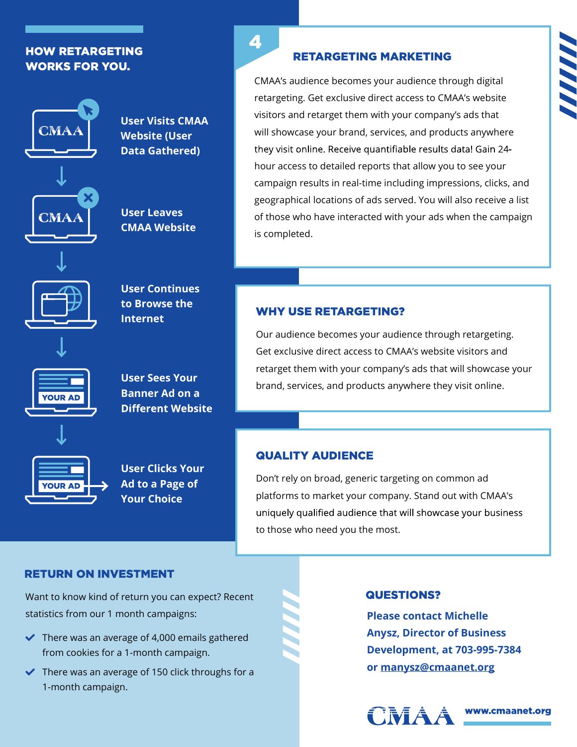## HOW RETARGETING WORKS FOR YOU.

- User Visits CMAA Website (User Data Gathered)
- User Leaves CMAA Website
- User Continues to Browse the Internet
- User Sees Your Banner Ad on a Different Website
- User Clicks Your Ad to a Page of Your Choice

## 4 RETARGETING MARKETING

CMAA's audience becomes your audience through digital retargeting. Get exclusive direct access to CMAA's website visitors and retarget them with your company's ads that will showcase your brand, services, and products anywhere they visit online. Receive quantifiable results data! Gain 24-hour access to detailed reports that allow you to see your campaign results in real-time including impressions, clicks, and geographical locations of ads served. You will also receive a list of those who have interacted with your ads when the campaign is completed.

## WHY USE RETARGETING?

Our audience becomes your audience through retargeting. Get exclusive direct access to CMAA's website visitors and retarget them with your company's ads that will showcase your brand, services, and products anywhere they visit online.

## QUALITY AUDIENCE

Don't rely on broad, generic targeting on common ad platforms to market your company. Stand out with CMAA's uniquely qualified audience that will showcase your business to those who need you the most.

## RETURN ON INVESTMENT

Want to know kind of return you can expect? Recent statistics from our 1 month campaigns:

- There was an average of 4,000 emails gathered from cookies for a 1-month campaign.
- There was an average of 150 click throughs for a 1-month campaign.

## QUESTIONS?

**Please contact Michelle Anysz, Director of Business Development, at 703-995-7384 or manysz@cmaanet.org**

CMAA www.cmaanet.org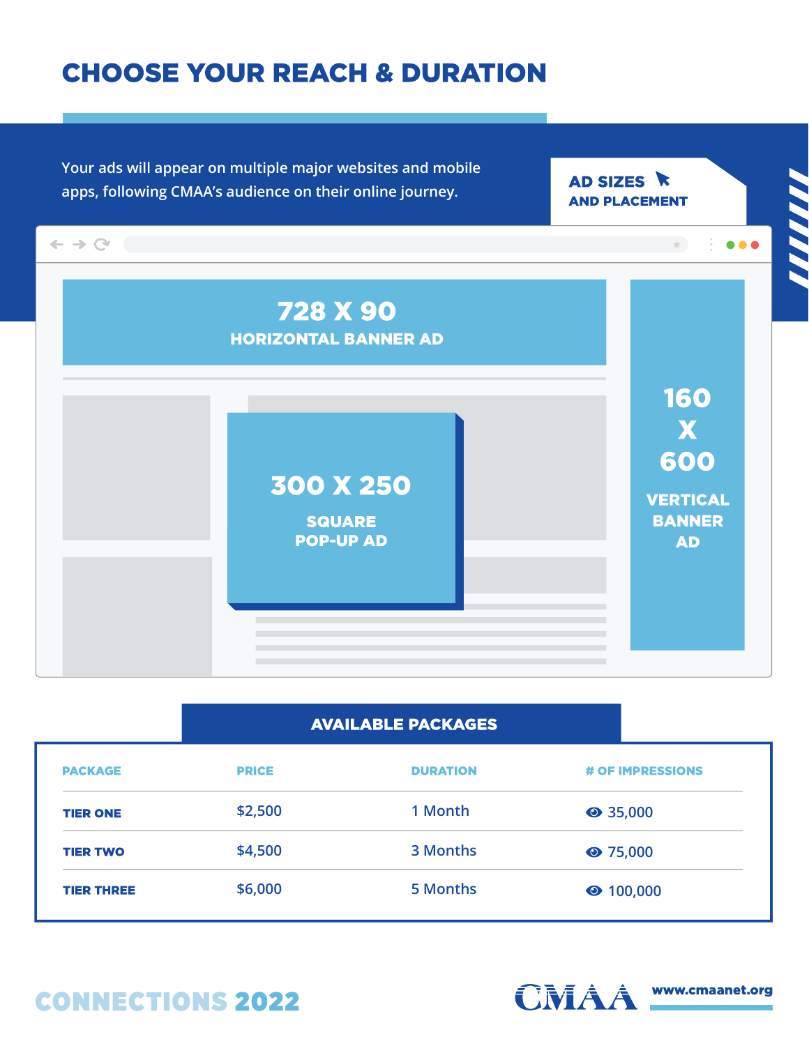# CHOOSE YOUR REACH & DURATION

Your ads will appear on multiple major websites and mobile apps, following CMAA's audience on their online journey.

**AD SIZES AND PLACEMENT**

**728 X 90**
**HORIZONTAL BANNER AD**

**300 X 250**
**SQUARE POP-UP AD**

**160 X 600**
**VERTICAL BANNER AD**

## AVAILABLE PACKAGES

| PACKAGE | PRICE | DURATION | # OF IMPRESSIONS |
|---|---|---|---|
| **TIER ONE** | $2,500 | 1 Month | 35,000 |
| **TIER TWO** | $4,500 | 3 Months | 75,000 |
| **TIER THREE** | $6,000 | 5 Months | 100,000 |

CONNECTIONS 2022

CMAA www.cmaanet.org